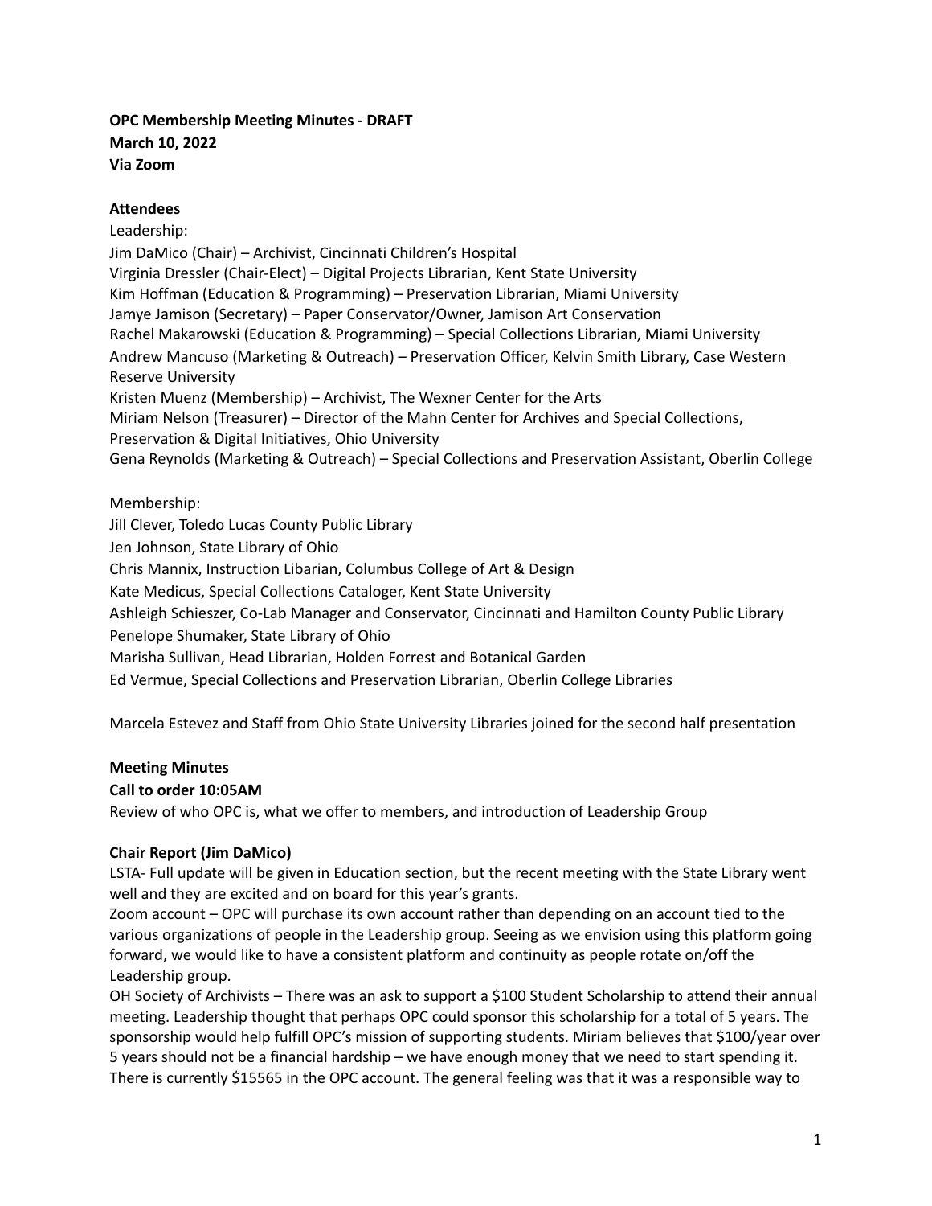**OPC Membership Meeting Minutes - DRAFT**
**March 10, 2022**
**Via Zoom**

**Attendees**

Leadership:
Jim DaMico (Chair) – Archivist, Cincinnati Children's Hospital
Virginia Dressler (Chair-Elect) – Digital Projects Librarian, Kent State University
Kim Hoffman (Education & Programming) – Preservation Librarian, Miami University
Jamye Jamison (Secretary) – Paper Conservator/Owner, Jamison Art Conservation
Rachel Makarowski (Education & Programming) – Special Collections Librarian, Miami University
Andrew Mancuso (Marketing & Outreach) – Preservation Officer, Kelvin Smith Library, Case Western Reserve University
Kristen Muenz (Membership) – Archivist, The Wexner Center for the Arts
Miriam Nelson (Treasurer) – Director of the Mahn Center for Archives and Special Collections, Preservation & Digital Initiatives, Ohio University
Gena Reynolds (Marketing & Outreach) – Special Collections and Preservation Assistant, Oberlin College

Membership:
Jill Clever, Toledo Lucas County Public Library
Jen Johnson, State Library of Ohio
Chris Mannix, Instruction Libarian, Columbus College of Art & Design
Kate Medicus, Special Collections Cataloger, Kent State University
Ashleigh Schieszer, Co-Lab Manager and Conservator, Cincinnati and Hamilton County Public Library
Penelope Shumaker, State Library of Ohio
Marisha Sullivan, Head Librarian, Holden Forrest and Botanical Garden
Ed Vermue, Special Collections and Preservation Librarian, Oberlin College Libraries

Marcela Estevez and Staff from Ohio State University Libraries joined for the second half presentation

**Meeting Minutes**

**Call to order 10:05AM**

Review of who OPC is, what we offer to members, and introduction of Leadership Group

**Chair Report (Jim DaMico)**

LSTA- Full update will be given in Education section, but the recent meeting with the State Library went well and they are excited and on board for this year's grants.

Zoom account – OPC will purchase its own account rather than depending on an account tied to the various organizations of people in the Leadership group. Seeing as we envision using this platform going forward, we would like to have a consistent platform and continuity as people rotate on/off the Leadership group.

OH Society of Archivists – There was an ask to support a $100 Student Scholarship to attend their annual meeting. Leadership thought that perhaps OPC could sponsor this scholarship for a total of 5 years. The sponsorship would help fulfill OPC's mission of supporting students. Miriam believes that $100/year over 5 years should not be a financial hardship – we have enough money that we need to start spending it. There is currently $15565 in the OPC account. The general feeling was that it was a responsible way to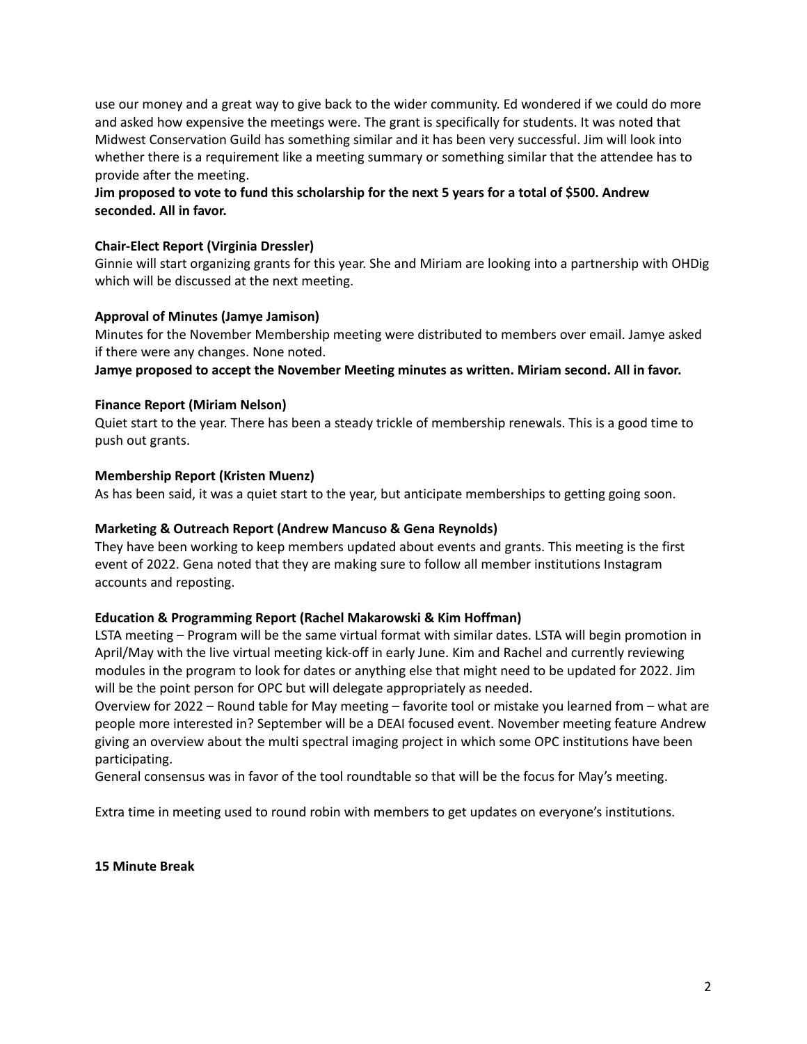use our money and a great way to give back to the wider community. Ed wondered if we could do more and asked how expensive the meetings were. The grant is specifically for students. It was noted that Midwest Conservation Guild has something similar and it has been very successful. Jim will look into whether there is a requirement like a meeting summary or something similar that the attendee has to provide after the meeting.

**Jim proposed to vote to fund this scholarship for the next 5 years for a total of $500. Andrew seconded. All in favor.**

**Chair-Elect Report (Virginia Dressler)**

Ginnie will start organizing grants for this year. She and Miriam are looking into a partnership with OHDig which will be discussed at the next meeting.

**Approval of Minutes (Jamye Jamison)**

Minutes for the November Membership meeting were distributed to members over email. Jamye asked if there were any changes. None noted.

**Jamye proposed to accept the November Meeting minutes as written. Miriam second. All in favor.**

**Finance Report (Miriam Nelson)**

Quiet start to the year. There has been a steady trickle of membership renewals. This is a good time to push out grants.

**Membership Report (Kristen Muenz)**

As has been said, it was a quiet start to the year, but anticipate memberships to getting going soon.

**Marketing & Outreach Report (Andrew Mancuso & Gena Reynolds)**

They have been working to keep members updated about events and grants. This meeting is the first event of 2022. Gena noted that they are making sure to follow all member institutions Instagram accounts and reposting.

**Education & Programming Report (Rachel Makarowski & Kim Hoffman)**

LSTA meeting – Program will be the same virtual format with similar dates. LSTA will begin promotion in April/May with the live virtual meeting kick-off in early June. Kim and Rachel and currently reviewing modules in the program to look for dates or anything else that might need to be updated for 2022. Jim will be the point person for OPC but will delegate appropriately as needed.

Overview for 2022 – Round table for May meeting – favorite tool or mistake you learned from – what are people more interested in? September will be a DEAI focused event. November meeting feature Andrew giving an overview about the multi spectral imaging project in which some OPC institutions have been participating.

General consensus was in favor of the tool roundtable so that will be the focus for May's meeting.

Extra time in meeting used to round robin with members to get updates on everyone's institutions.

**15 Minute Break**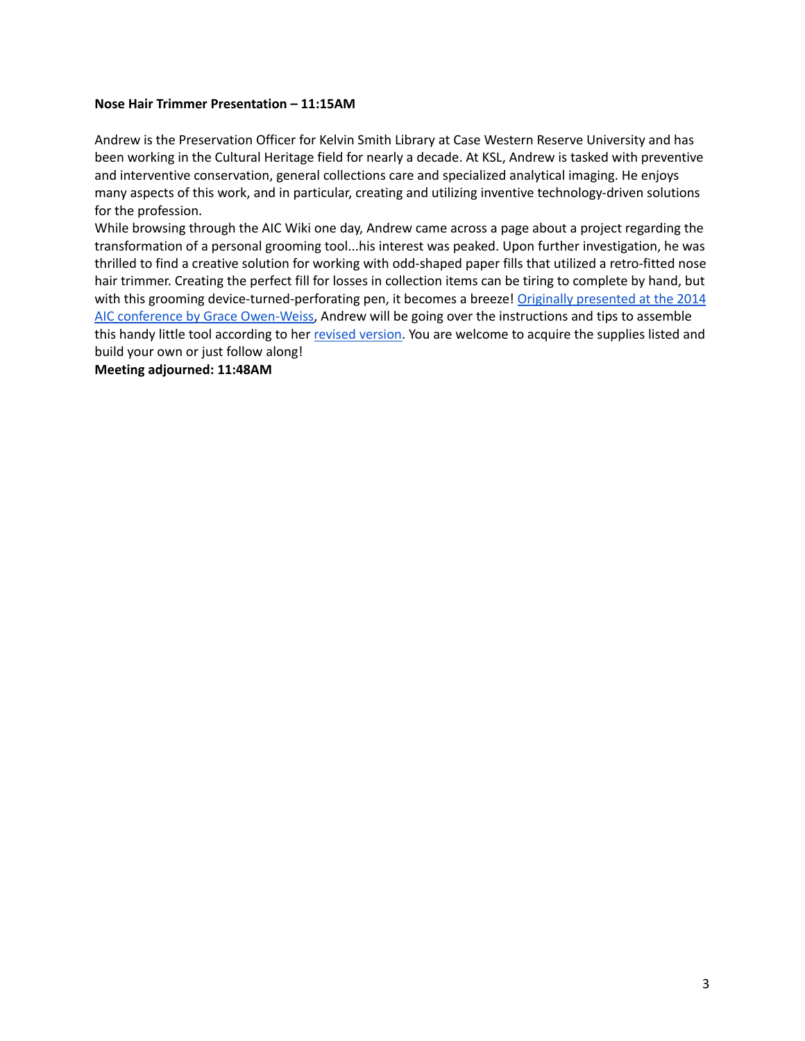**Nose Hair Trimmer Presentation – 11:15AM**

Andrew is the Preservation Officer for Kelvin Smith Library at Case Western Reserve University and has been working in the Cultural Heritage field for nearly a decade. At KSL, Andrew is tasked with preventive and interventive conservation, general collections care and specialized analytical imaging. He enjoys many aspects of this work, and in particular, creating and utilizing inventive technology-driven solutions for the profession.

While browsing through the AIC Wiki one day, Andrew came across a page about a project regarding the transformation of a personal grooming tool...his interest was peaked. Upon further investigation, he was thrilled to find a creative solution for working with odd-shaped paper fills that utilized a retro-fitted nose hair trimmer. Creating the perfect fill for losses in collection items can be tiring to complete by hand, but with this grooming device-turned-perforating pen, it becomes a breeze! Originally presented at the 2014 AIC conference by Grace Owen-Weiss, Andrew will be going over the instructions and tips to assemble this handy little tool according to her revised version. You are welcome to acquire the supplies listed and build your own or just follow along!

**Meeting adjourned: 11:48AM**